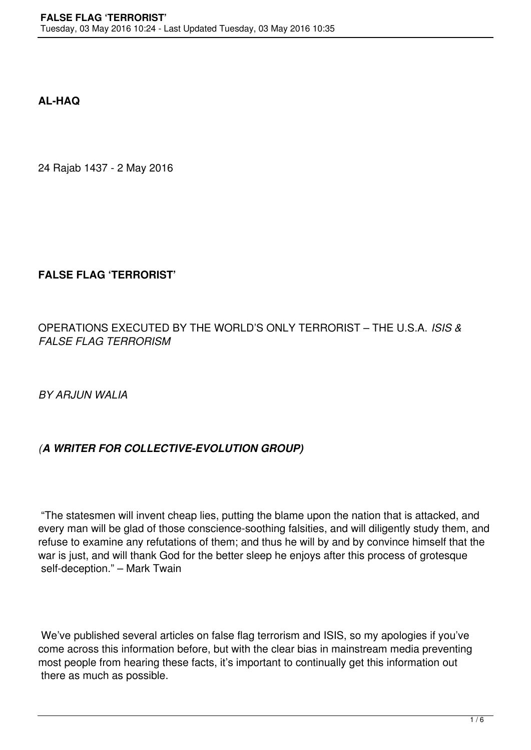**AL-HAQ**

24 Rajab 1437 - 2 May 2016

# FALSE FLAG 'TERRORIST'

OPERATIONS EXECUTED BY THE WORLD'S ONLY TERRORIST – THE U.S.A. *ISIS & FALSE FLAG TERRORISM*

*BY ARJUN WALIA*

*(**A WRITER FOR COLLECTIVE-EVOLUTION GROUP)***

"The statesmen will invent cheap lies, putting the blame upon the nation that is attacked, and every man will be glad of those conscience-soothing falsities, and will diligently study them, and refuse to examine any refutations of them; and thus he will by and by convince himself that the war is just, and will thank God for the better sleep he enjoys after this process of grotesque self-deception." – Mark Twain

We've published several articles on false flag terrorism and ISIS, so my apologies if you've come across this information before, but with the clear bias in mainstream media preventing most people from hearing these facts, it's important to continually get this information out there as much as possible.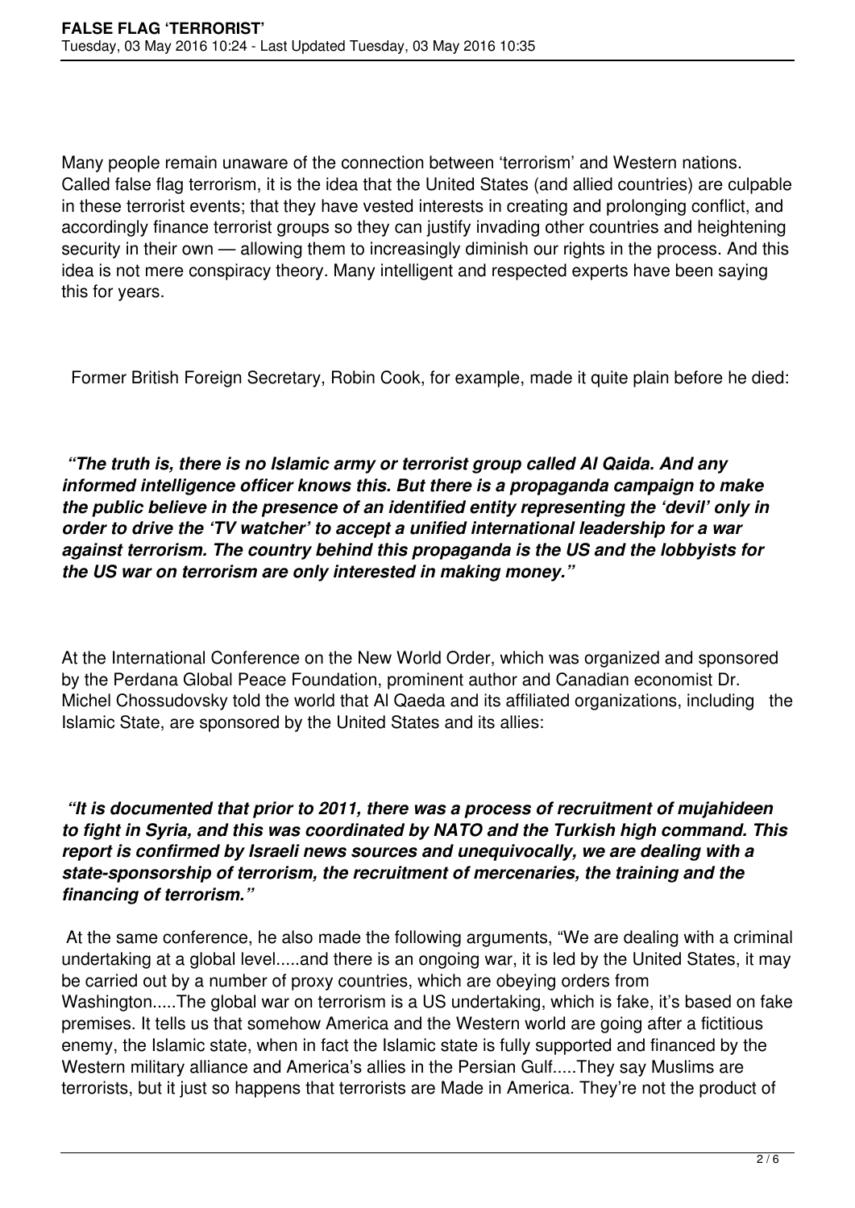Many people remain unaware of the connection between 'terrorism' and Western nations. Called false flag terrorism, it is the idea that the United States (and allied countries) are culpable in these terrorist events; that they have vested interests in creating and prolonging conflict, and accordingly finance terrorist groups so they can justify invading other countries and heightening security in their own — allowing them to increasingly diminish our rights in the process. And this idea is not mere conspiracy theory. Many intelligent and respected experts have been saying this for years.

Former British Foreign Secretary, Robin Cook, for example, made it quite plain before he died:

***"The truth is, there is no Islamic army or terrorist group called Al Qaida. And any informed intelligence officer knows this. But there is a propaganda campaign to make the public believe in the presence of an identified entity representing the 'devil' only in order to drive the 'TV watcher' to accept a unified international leadership for a war against terrorism. The country behind this propaganda is the US and the lobbyists for the US war on terrorism are only interested in making money."***

At the International Conference on the New World Order, which was organized and sponsored by the Perdana Global Peace Foundation, prominent author and Canadian economist Dr. Michel Chossudovsky told the world that Al Qaeda and its affiliated organizations, including the Islamic State, are sponsored by the United States and its allies:

***"It is documented that prior to 2011, there was a process of recruitment of mujahideen to fight in Syria, and this was coordinated by NATO and the Turkish high command. This report is confirmed by Israeli news sources and unequivocally, we are dealing with a state-sponsorship of terrorism, the recruitment of mercenaries, the training and the financing of terrorism."***

At the same conference, he also made the following arguments, "We are dealing with a criminal undertaking at a global level.....and there is an ongoing war, it is led by the United States, it may be carried out by a number of proxy countries, which are obeying orders from Washington.....The global war on terrorism is a US undertaking, which is fake, it's based on fake premises. It tells us that somehow America and the Western world are going after a fictitious enemy, the Islamic state, when in fact the Islamic state is fully supported and financed by the Western military alliance and America's allies in the Persian Gulf.....They say Muslims are terrorists, but it just so happens that terrorists are Made in America. They're not the product of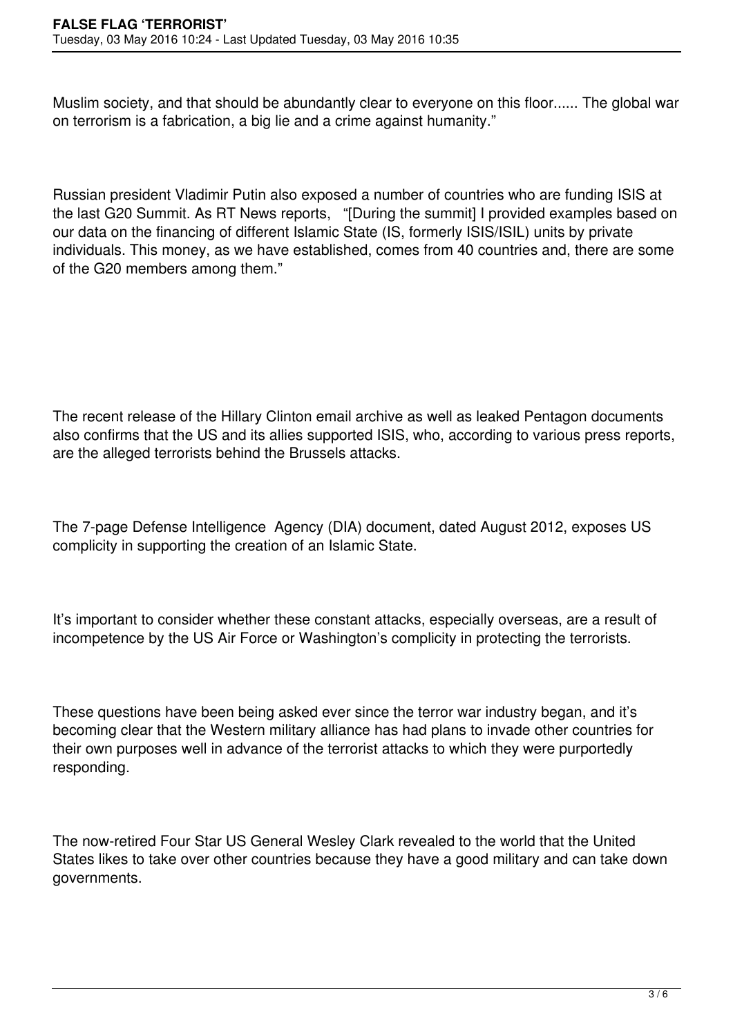Muslim society, and that should be abundantly clear to everyone on this floor...... The global war on terrorism is a fabrication, a big lie and a crime against humanity."

Russian president Vladimir Putin also exposed a number of countries who are funding ISIS at the last G20 Summit. As RT News reports, "[During the summit] I provided examples based on our data on the financing of different Islamic State (IS, formerly ISIS/ISIL) units by private individuals. This money, as we have established, comes from 40 countries and, there are some of the G20 members among them."

The recent release of the Hillary Clinton email archive as well as leaked Pentagon documents also confirms that the US and its allies supported ISIS, who, according to various press reports, are the alleged terrorists behind the Brussels attacks.

The 7-page Defense Intelligence Agency (DIA) document, dated August 2012, exposes US complicity in supporting the creation of an Islamic State.

It's important to consider whether these constant attacks, especially overseas, are a result of incompetence by the US Air Force or Washington's complicity in protecting the terrorists.

These questions have been being asked ever since the terror war industry began, and it's becoming clear that the Western military alliance has had plans to invade other countries for their own purposes well in advance of the terrorist attacks to which they were purportedly responding.

The now-retired Four Star US General Wesley Clark revealed to the world that the United States likes to take over other countries because they have a good military and can take down governments.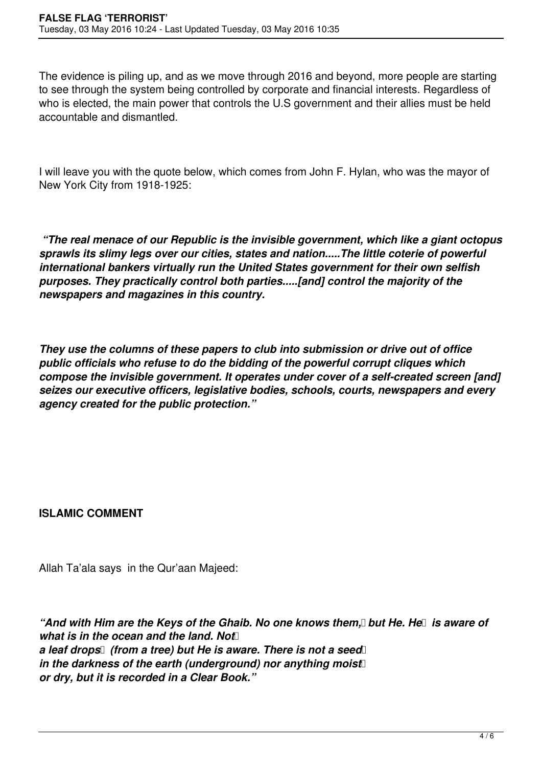The evidence is piling up, and as we move through 2016 and beyond, more people are starting to see through the system being controlled by corporate and financial interests. Regardless of who is elected, the main power that controls the U.S government and their allies must be held accountable and dismantled.

I will leave you with the quote below, which comes from John F. Hylan, who was the mayor of New York City from 1918-1925:

***"The real menace of our Republic is the invisible government, which like a giant octopus sprawls its slimy legs over our cities, states and nation.....The little coterie of powerful international bankers virtually run the United States government for their own selfish purposes. They practically control both parties.....[and] control the majority of the newspapers and magazines in this country.***

***They use the columns of these papers to club into submission or drive out of office public officials who refuse to do the bidding of the powerful corrupt cliques which compose the invisible government. It operates under cover of a self-created screen [and] seizes our executive officers, legislative bodies, schools, courts, newspapers and every agency created for the public protection."***

**ISLAMIC COMMENT**

Allah Ta'ala says in the Qur'aan Majeed:

***"And with Him are the Keys of the Ghaib. No one knows them, but He. He is aware of what is in the ocean and the land. Not a leaf drops (from a tree) but He is aware. There is not a seed in the darkness of the earth (underground) nor anything moist or dry, but it is recorded in a Clear Book."***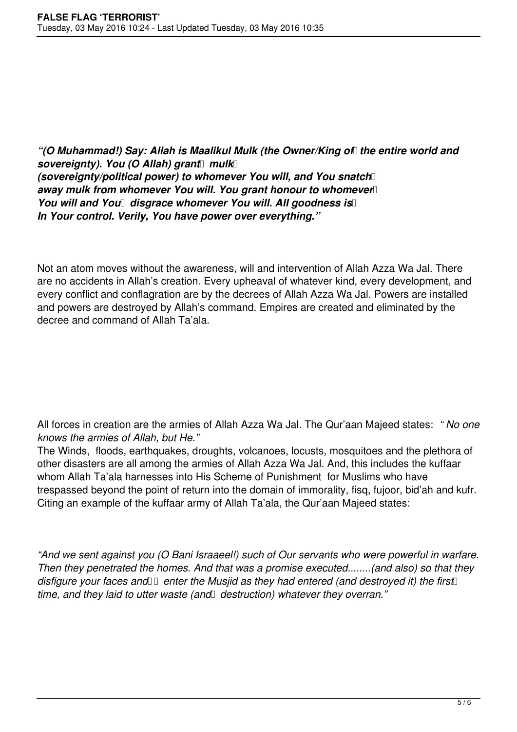***"(O Muhammad!) Say: Allah is Maalikul Mulk (the Owner/King of the entire world and sovereignty). You (O Allah) grant mulk (sovereignty/political power) to whomever You will, and You snatch away mulk from whomever You will. You grant honour to whomever You will and You disgrace whomever You will. All goodness is In Your control. Verily, You have power over everything."***

Not an atom moves without the awareness, will and intervention of Allah Azza Wa Jal. There are no accidents in Allah's creation. Every upheaval of whatever kind, every development, and every conflict and conflagration are by the decrees of Allah Azza Wa Jal. Powers are installed and powers are destroyed by Allah's command. Empires are created and eliminated by the decree and command of Allah Ta'ala.

All forces in creation are the armies of Allah Azza Wa Jal. The Qur'aan Majeed states: *" No one knows the armies of Allah, but He."*

The Winds, floods, earthquakes, droughts, volcanoes, locusts, mosquitoes and the plethora of other disasters are all among the armies of Allah Azza Wa Jal. And, this includes the kuffaar whom Allah Ta'ala harnesses into His Scheme of Punishment for Muslims who have trespassed beyond the point of return into the domain of immorality, fisq, fujoor, bid'ah and kufr. Citing an example of the kuffaar army of Allah Ta'ala, the Qur'aan Majeed states:

*"And we sent against you (O Bani Israaeel!) such of Our servants who were powerful in warfare. Then they penetrated the homes. And that was a promise executed........(and also) so that they disfigure your faces and enter the Musjid as they had entered (and destroyed it) the first time, and they laid to utter waste (and destruction) whatever they overran."*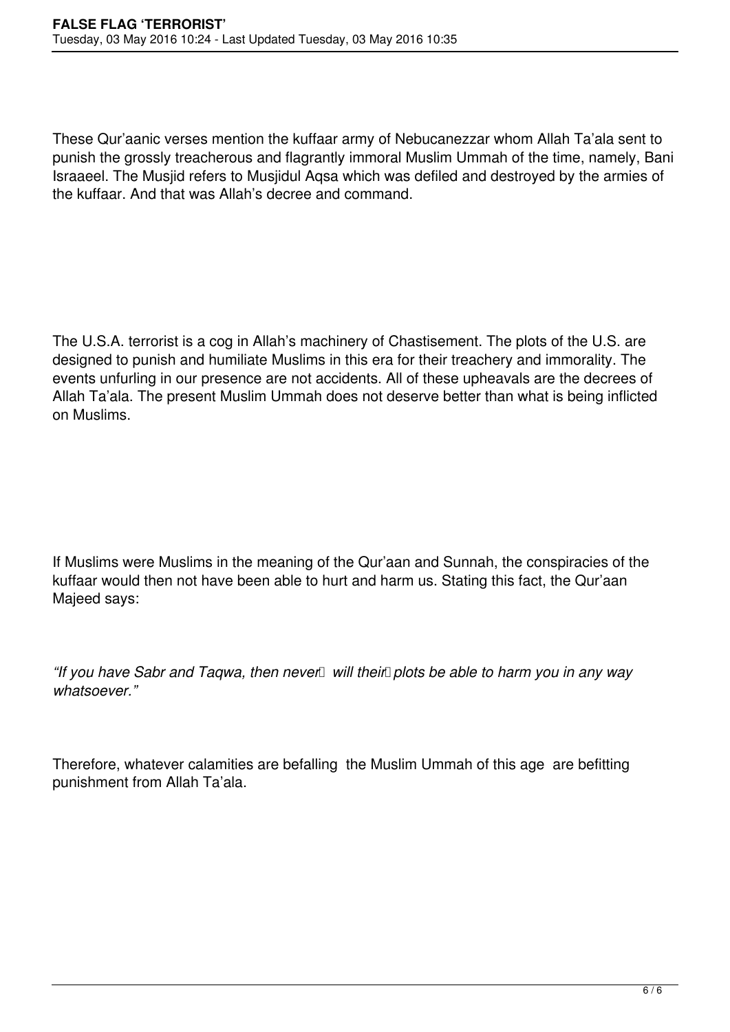These Qur'aanic verses mention the kuffaar army of Nebucanezzar whom Allah Ta'ala sent to punish the grossly treacherous and flagrantly immoral Muslim Ummah of the time, namely, Bani Israaeel. The Musjid refers to Musjidul Aqsa which was defiled and destroyed by the armies of the kuffaar. And that was Allah's decree and command.

The U.S.A. terrorist is a cog in Allah's machinery of Chastisement. The plots of the U.S. are designed to punish and humiliate Muslims in this era for their treachery and immorality. The events unfurling in our presence are not accidents. All of these upheavals are the decrees of Allah Ta'ala. The present Muslim Ummah does not deserve better than what is being inflicted on Muslims.

If Muslims were Muslims in the meaning of the Qur'aan and Sunnah, the conspiracies of the kuffaar would then not have been able to hurt and harm us. Stating this fact, the Qur'aan Majeed says:

*"If you have Sabr and Taqwa, then never will their plots be able to harm you in any way whatsoever."*

Therefore, whatever calamities are befalling the Muslim Ummah of this age are befitting punishment from Allah Ta'ala.